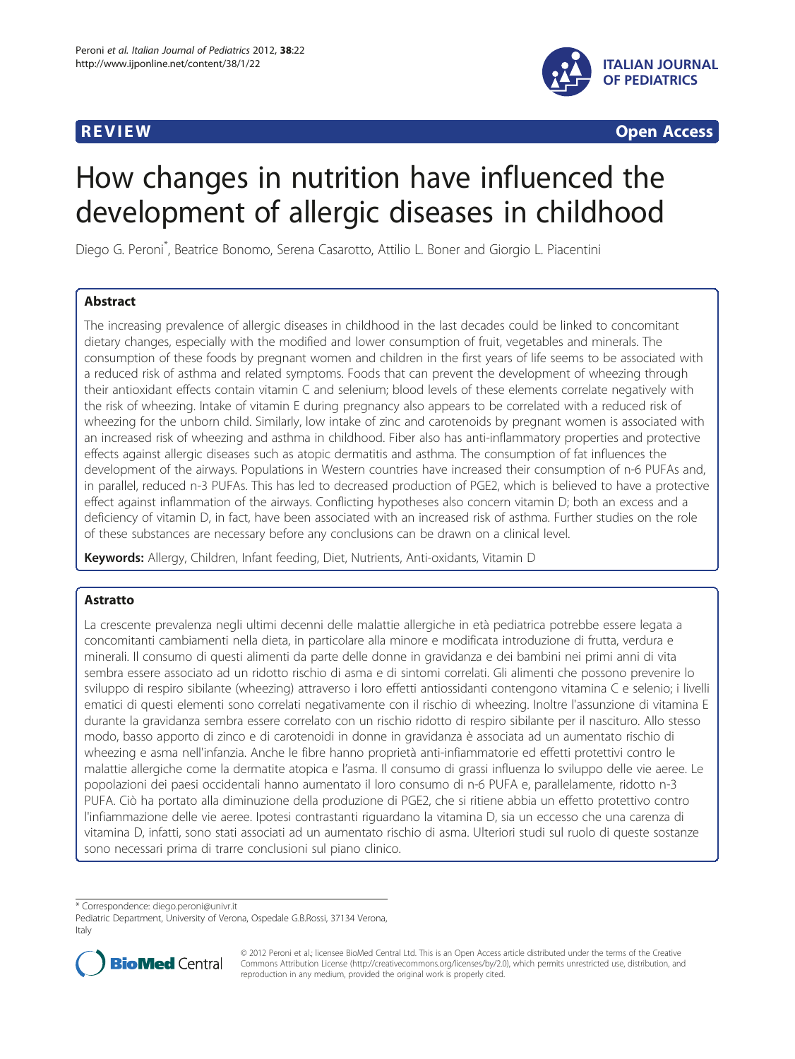**REVIEW** **Open Access**

# How changes in nutrition have influenced the development of allergic diseases in childhood

Diego G. Peroni[*], Beatrice Bonomo, Serena Casarotto, Attilio L. Boner and Giorgio L. Piacentini

## Abstract

The increasing prevalence of allergic diseases in childhood in the last decades could be linked to concomitant dietary changes, especially with the modified and lower consumption of fruit, vegetables and minerals. The consumption of these foods by pregnant women and children in the first years of life seems to be associated with a reduced risk of asthma and related symptoms. Foods that can prevent the development of wheezing through their antioxidant effects contain vitamin C and selenium; blood levels of these elements correlate negatively with the risk of wheezing. Intake of vitamin E during pregnancy also appears to be correlated with a reduced risk of wheezing for the unborn child. Similarly, low intake of zinc and carotenoids by pregnant women is associated with an increased risk of wheezing and asthma in childhood. Fiber also has anti-inflammatory properties and protective effects against allergic diseases such as atopic dermatitis and asthma. The consumption of fat influences the development of the airways. Populations in Western countries have increased their consumption of n-6 PUFAs and, in parallel, reduced n-3 PUFAs. This has led to decreased production of PGE2, which is believed to have a protective effect against inflammation of the airways. Conflicting hypotheses also concern vitamin D; both an excess and a deficiency of vitamin D, in fact, have been associated with an increased risk of asthma. Further studies on the role of these substances are necessary before any conclusions can be drawn on a clinical level.

**Keywords:** Allergy, Children, Infant feeding, Diet, Nutrients, Anti-oxidants, Vitamin D

## Astratto

La crescente prevalenza negli ultimi decenni delle malattie allergiche in età pediatrica potrebbe essere legata a concomitanti cambiamenti nella dieta, in particolare alla minore e modificata introduzione di frutta, verdura e minerali. Il consumo di questi alimenti da parte delle donne in gravidanza e dei bambini nei primi anni di vita sembra essere associato ad un ridotto rischio di asma e di sintomi correlati. Gli alimenti che possono prevenire lo sviluppo di respiro sibilante (wheezing) attraverso i loro effetti antiossidanti contengono vitamina C e selenio; i livelli ematici di questi elementi sono correlati negativamente con il rischio di wheezing. Inoltre l'assunzione di vitamina E durante la gravidanza sembra essere correlato con un rischio ridotto di respiro sibilante per il nascituro. Allo stesso modo, basso apporto di zinco e di carotenoidi in donne in gravidanza è associata ad un aumentato rischio di wheezing e asma nell'infanzia. Anche le fibre hanno proprietà anti-infiammatorie ed effetti protettivi contro le malattie allergiche come la dermatite atopica e l'asma. Il consumo di grassi influenza lo sviluppo delle vie aeree. Le popolazioni dei paesi occidentali hanno aumentato il loro consumo di n-6 PUFA e, parallelamente, ridotto n-3 PUFA. Ciò ha portato alla diminuzione della produzione di PGE2, che si ritiene abbia un effetto protettivo contro l'infiammazione delle vie aeree. Ipotesi contrastanti riguardano la vitamina D, sia un eccesso che una carenza di vitamina D, infatti, sono stati associati ad un aumentato rischio di asma. Ulteriori studi sul ruolo di queste sostanze sono necessari prima di trarre conclusioni sul piano clinico.

[*] Correspondence: diego.peroni@univr.it
Pediatric Department, University of Verona, Ospedale G.B.Rossi, 37134 Verona, Italy

© 2012 Peroni et al.; licensee BioMed Central Ltd. This is an Open Access article distributed under the terms of the Creative Commons Attribution License (http://creativecommons.org/licenses/by/2.0), which permits unrestricted use, distribution, and reproduction in any medium, provided the original work is properly cited.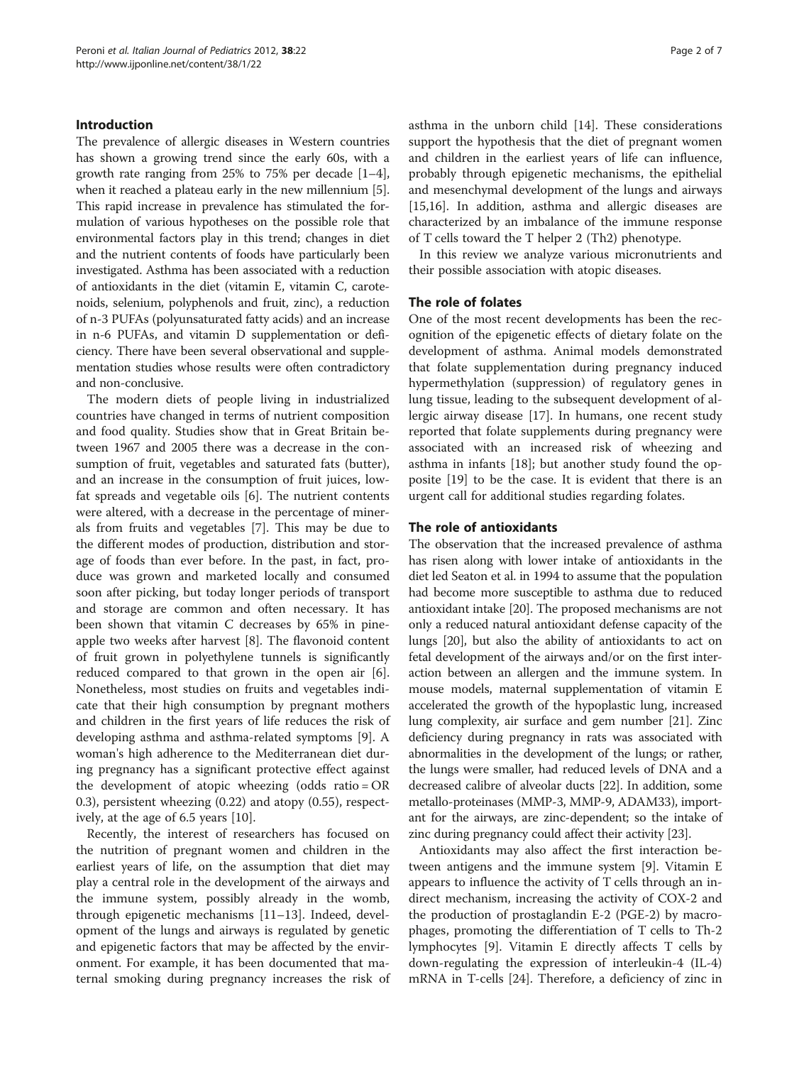## Introduction

The prevalence of allergic diseases in Western countries has shown a growing trend since the early 60s, with a growth rate ranging from 25% to 75% per decade [1–4], when it reached a plateau early in the new millennium [5]. This rapid increase in prevalence has stimulated the formulation of various hypotheses on the possible role that environmental factors play in this trend; changes in diet and the nutrient contents of foods have particularly been investigated. Asthma has been associated with a reduction of antioxidants in the diet (vitamin E, vitamin C, carotenoids, selenium, polyphenols and fruit, zinc), a reduction of n-3 PUFAs (polyunsaturated fatty acids) and an increase in n-6 PUFAs, and vitamin D supplementation or deficiency. There have been several observational and supplementation studies whose results were often contradictory and non-conclusive.

The modern diets of people living in industrialized countries have changed in terms of nutrient composition and food quality. Studies show that in Great Britain between 1967 and 2005 there was a decrease in the consumption of fruit, vegetables and saturated fats (butter), and an increase in the consumption of fruit juices, low-fat spreads and vegetable oils [6]. The nutrient contents were altered, with a decrease in the percentage of minerals from fruits and vegetables [7]. This may be due to the different modes of production, distribution and storage of foods than ever before. In the past, in fact, produce was grown and marketed locally and consumed soon after picking, but today longer periods of transport and storage are common and often necessary. It has been shown that vitamin C decreases by 65% in pineapple two weeks after harvest [8]. The flavonoid content of fruit grown in polyethylene tunnels is significantly reduced compared to that grown in the open air [6]. Nonetheless, most studies on fruits and vegetables indicate that their high consumption by pregnant mothers and children in the first years of life reduces the risk of developing asthma and asthma-related symptoms [9]. A woman's high adherence to the Mediterranean diet during pregnancy has a significant protective effect against the development of atopic wheezing (odds ratio = OR 0.3), persistent wheezing (0.22) and atopy (0.55), respectively, at the age of 6.5 years [10].

Recently, the interest of researchers has focused on the nutrition of pregnant women and children in the earliest years of life, on the assumption that diet may play a central role in the development of the airways and the immune system, possibly already in the womb, through epigenetic mechanisms [11–13]. Indeed, development of the lungs and airways is regulated by genetic and epigenetic factors that may be affected by the environment. For example, it has been documented that maternal smoking during pregnancy increases the risk of asthma in the unborn child [14]. These considerations support the hypothesis that the diet of pregnant women and children in the earliest years of life can influence, probably through epigenetic mechanisms, the epithelial and mesenchymal development of the lungs and airways [15,16]. In addition, asthma and allergic diseases are characterized by an imbalance of the immune response of T cells toward the T helper 2 (Th2) phenotype.

In this review we analyze various micronutrients and their possible association with atopic diseases.

## The role of folates

One of the most recent developments has been the recognition of the epigenetic effects of dietary folate on the development of asthma. Animal models demonstrated that folate supplementation during pregnancy induced hypermethylation (suppression) of regulatory genes in lung tissue, leading to the subsequent development of allergic airway disease [17]. In humans, one recent study reported that folate supplements during pregnancy were associated with an increased risk of wheezing and asthma in infants [18]; but another study found the opposite [19] to be the case. It is evident that there is an urgent call for additional studies regarding folates.

## The role of antioxidants

The observation that the increased prevalence of asthma has risen along with lower intake of antioxidants in the diet led Seaton et al. in 1994 to assume that the population had become more susceptible to asthma due to reduced antioxidant intake [20]. The proposed mechanisms are not only a reduced natural antioxidant defense capacity of the lungs [20], but also the ability of antioxidants to act on fetal development of the airways and/or on the first interaction between an allergen and the immune system. In mouse models, maternal supplementation of vitamin E accelerated the growth of the hypoplastic lung, increased lung complexity, air surface and gem number [21]. Zinc deficiency during pregnancy in rats was associated with abnormalities in the development of the lungs; or rather, the lungs were smaller, had reduced levels of DNA and a decreased calibre of alveolar ducts [22]. In addition, some metallo-proteinases (MMP-3, MMP-9, ADAM33), important for the airways, are zinc-dependent; so the intake of zinc during pregnancy could affect their activity [23].

Antioxidants may also affect the first interaction between antigens and the immune system [9]. Vitamin E appears to influence the activity of T cells through an indirect mechanism, increasing the activity of COX-2 and the production of prostaglandin E-2 (PGE-2) by macrophages, promoting the differentiation of T cells to Th-2 lymphocytes [9]. Vitamin E directly affects T cells by down-regulating the expression of interleukin-4 (IL-4) mRNA in T-cells [24]. Therefore, a deficiency of zinc in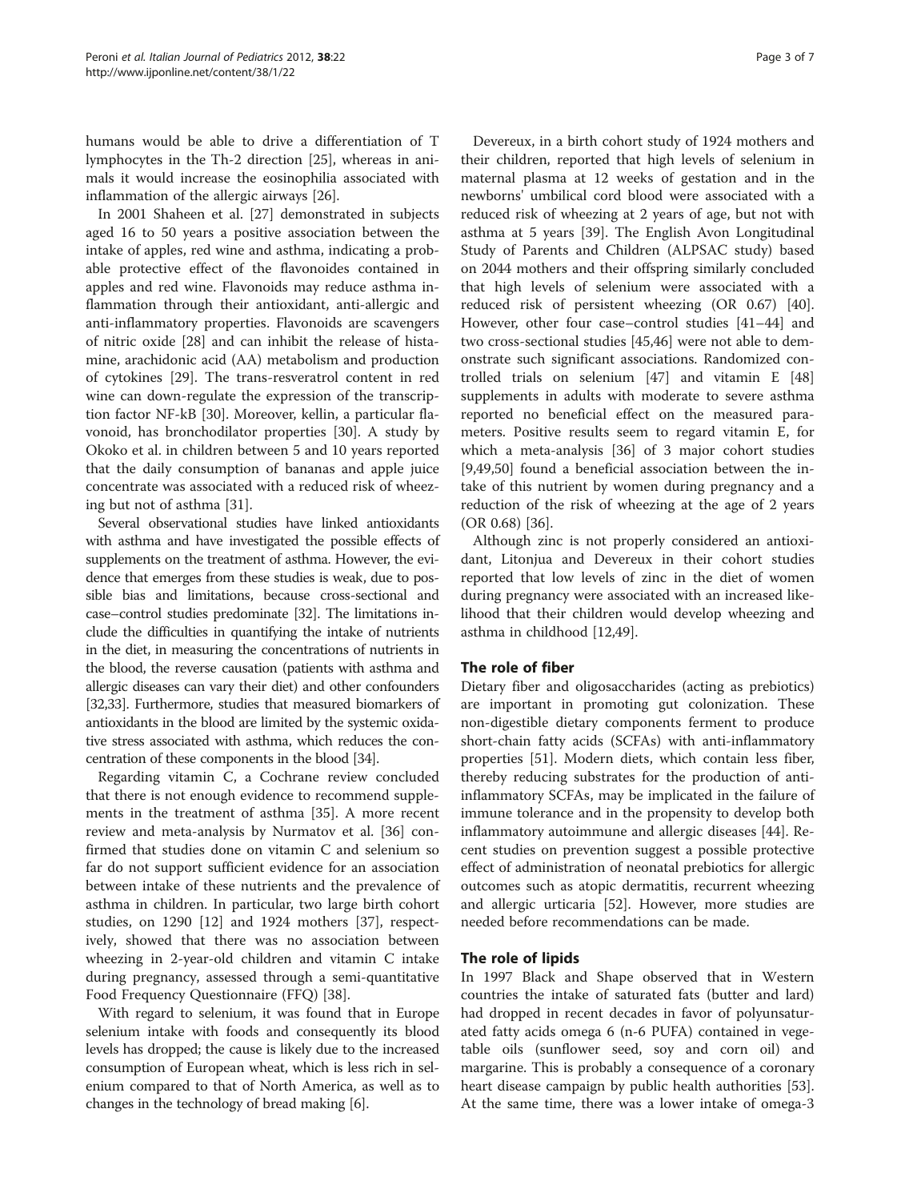humans would be able to drive a differentiation of T lymphocytes in the Th-2 direction [25], whereas in animals it would increase the eosinophilia associated with inflammation of the allergic airways [26].

In 2001 Shaheen et al. [27] demonstrated in subjects aged 16 to 50 years a positive association between the intake of apples, red wine and asthma, indicating a probable protective effect of the flavonoides contained in apples and red wine. Flavonoids may reduce asthma inflammation through their antioxidant, anti-allergic and anti-inflammatory properties. Flavonoids are scavengers of nitric oxide [28] and can inhibit the release of histamine, arachidonic acid (AA) metabolism and production of cytokines [29]. The trans-resveratrol content in red wine can down-regulate the expression of the transcription factor NF-kB [30]. Moreover, kellin, a particular flavonoid, has bronchodilator properties [30]. A study by Okoko et al. in children between 5 and 10 years reported that the daily consumption of bananas and apple juice concentrate was associated with a reduced risk of wheezing but not of asthma [31].

Several observational studies have linked antioxidants with asthma and have investigated the possible effects of supplements on the treatment of asthma. However, the evidence that emerges from these studies is weak, due to possible bias and limitations, because cross-sectional and case–control studies predominate [32]. The limitations include the difficulties in quantifying the intake of nutrients in the diet, in measuring the concentrations of nutrients in the blood, the reverse causation (patients with asthma and allergic diseases can vary their diet) and other confounders [32,33]. Furthermore, studies that measured biomarkers of antioxidants in the blood are limited by the systemic oxidative stress associated with asthma, which reduces the concentration of these components in the blood [34].

Regarding vitamin C, a Cochrane review concluded that there is not enough evidence to recommend supplements in the treatment of asthma [35]. A more recent review and meta-analysis by Nurmatov et al. [36] confirmed that studies done on vitamin C and selenium so far do not support sufficient evidence for an association between intake of these nutrients and the prevalence of asthma in children. In particular, two large birth cohort studies, on 1290 [12] and 1924 mothers [37], respectively, showed that there was no association between wheezing in 2-year-old children and vitamin C intake during pregnancy, assessed through a semi-quantitative Food Frequency Questionnaire (FFQ) [38].

With regard to selenium, it was found that in Europe selenium intake with foods and consequently its blood levels has dropped; the cause is likely due to the increased consumption of European wheat, which is less rich in selenium compared to that of North America, as well as to changes in the technology of bread making [6].

Devereux, in a birth cohort study of 1924 mothers and their children, reported that high levels of selenium in maternal plasma at 12 weeks of gestation and in the newborns' umbilical cord blood were associated with a reduced risk of wheezing at 2 years of age, but not with asthma at 5 years [39]. The English Avon Longitudinal Study of Parents and Children (ALPSAC study) based on 2044 mothers and their offspring similarly concluded that high levels of selenium were associated with a reduced risk of persistent wheezing (OR 0.67) [40]. However, other four case–control studies [41–44] and two cross-sectional studies [45,46] were not able to demonstrate such significant associations. Randomized controlled trials on selenium [47] and vitamin E [48] supplements in adults with moderate to severe asthma reported no beneficial effect on the measured parameters. Positive results seem to regard vitamin E, for which a meta-analysis [36] of 3 major cohort studies [9,49,50] found a beneficial association between the intake of this nutrient by women during pregnancy and a reduction of the risk of wheezing at the age of 2 years (OR 0.68) [36].

Although zinc is not properly considered an antioxidant, Litonjua and Devereux in their cohort studies reported that low levels of zinc in the diet of women during pregnancy were associated with an increased likelihood that their children would develop wheezing and asthma in childhood [12,49].

## The role of fiber

Dietary fiber and oligosaccharides (acting as prebiotics) are important in promoting gut colonization. These non-digestible dietary components ferment to produce short-chain fatty acids (SCFAs) with anti-inflammatory properties [51]. Modern diets, which contain less fiber, thereby reducing substrates for the production of anti-inflammatory SCFAs, may be implicated in the failure of immune tolerance and in the propensity to develop both inflammatory autoimmune and allergic diseases [44]. Recent studies on prevention suggest a possible protective effect of administration of neonatal prebiotics for allergic outcomes such as atopic dermatitis, recurrent wheezing and allergic urticaria [52]. However, more studies are needed before recommendations can be made.

## The role of lipids

In 1997 Black and Shape observed that in Western countries the intake of saturated fats (butter and lard) had dropped in recent decades in favor of polyunsaturated fatty acids omega 6 (n-6 PUFA) contained in vegetable oils (sunflower seed, soy and corn oil) and margarine. This is probably a consequence of a coronary heart disease campaign by public health authorities [53]. At the same time, there was a lower intake of omega-3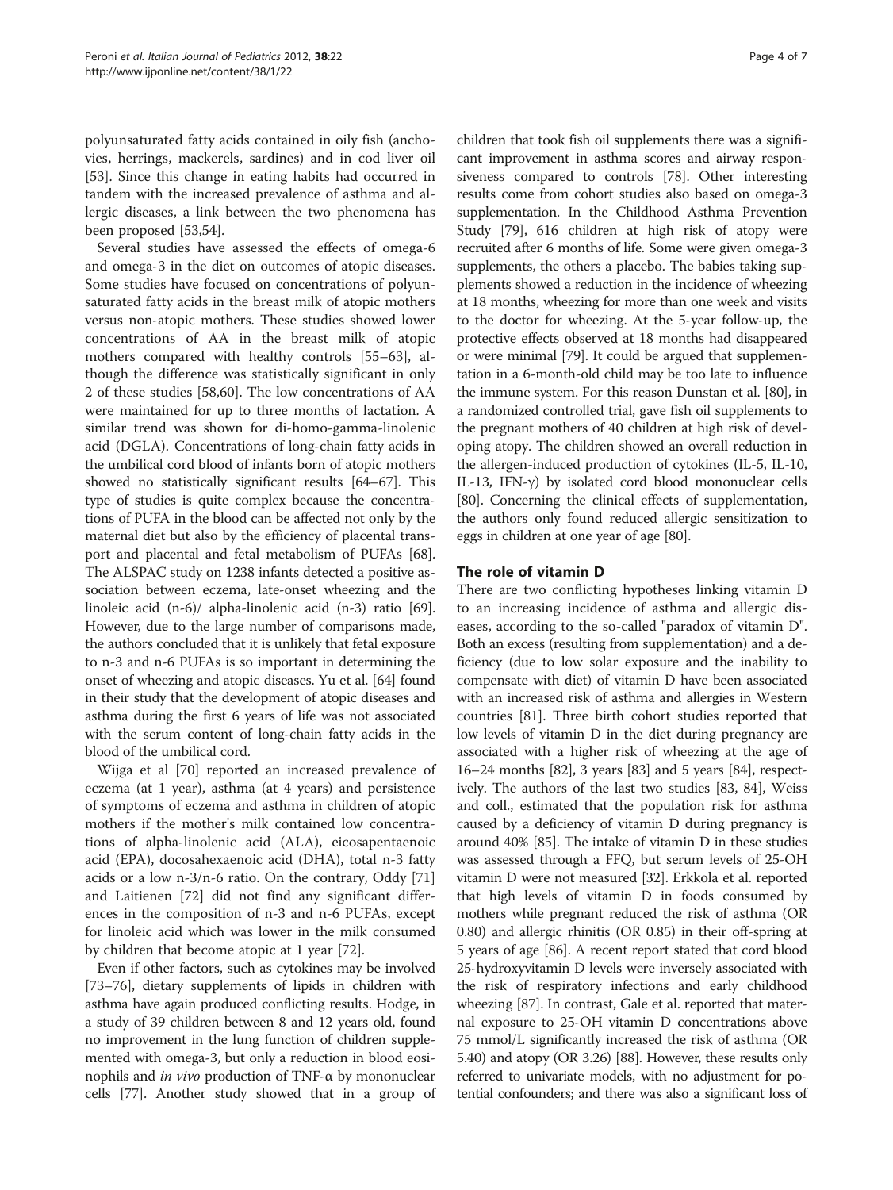polyunsaturated fatty acids contained in oily fish (anchovies, herrings, mackerels, sardines) and in cod liver oil [53]. Since this change in eating habits had occurred in tandem with the increased prevalence of asthma and allergic diseases, a link between the two phenomena has been proposed [53,54].

Several studies have assessed the effects of omega-6 and omega-3 in the diet on outcomes of atopic diseases. Some studies have focused on concentrations of polyunsaturated fatty acids in the breast milk of atopic mothers versus non-atopic mothers. These studies showed lower concentrations of AA in the breast milk of atopic mothers compared with healthy controls [55–63], although the difference was statistically significant in only 2 of these studies [58,60]. The low concentrations of AA were maintained for up to three months of lactation. A similar trend was shown for di-homo-gamma-linolenic acid (DGLA). Concentrations of long-chain fatty acids in the umbilical cord blood of infants born of atopic mothers showed no statistically significant results [64–67]. This type of studies is quite complex because the concentrations of PUFA in the blood can be affected not only by the maternal diet but also by the efficiency of placental transport and placental and fetal metabolism of PUFAs [68]. The ALSPAC study on 1238 infants detected a positive association between eczema, late-onset wheezing and the linoleic acid (n-6)/ alpha-linolenic acid (n-3) ratio [69]. However, due to the large number of comparisons made, the authors concluded that it is unlikely that fetal exposure to n-3 and n-6 PUFAs is so important in determining the onset of wheezing and atopic diseases. Yu et al. [64] found in their study that the development of atopic diseases and asthma during the first 6 years of life was not associated with the serum content of long-chain fatty acids in the blood of the umbilical cord.

Wijga et al [70] reported an increased prevalence of eczema (at 1 year), asthma (at 4 years) and persistence of symptoms of eczema and asthma in children of atopic mothers if the mother's milk contained low concentrations of alpha-linolenic acid (ALA), eicosapentaenoic acid (EPA), docosahexaenoic acid (DHA), total n-3 fatty acids or a low n-3/n-6 ratio. On the contrary, Oddy [71] and Laitienen [72] did not find any significant differences in the composition of n-3 and n-6 PUFAs, except for linoleic acid which was lower in the milk consumed by children that become atopic at 1 year [72].

Even if other factors, such as cytokines may be involved [73–76], dietary supplements of lipids in children with asthma have again produced conflicting results. Hodge, in a study of 39 children between 8 and 12 years old, found no improvement in the lung function of children supplemented with omega-3, but only a reduction in blood eosinophils and *in vivo* production of TNF-α by mononuclear cells [77]. Another study showed that in a group of children that took fish oil supplements there was a significant improvement in asthma scores and airway responsiveness compared to controls [78]. Other interesting results come from cohort studies also based on omega-3 supplementation. In the Childhood Asthma Prevention Study [79], 616 children at high risk of atopy were recruited after 6 months of life. Some were given omega-3 supplements, the others a placebo. The babies taking supplements showed a reduction in the incidence of wheezing at 18 months, wheezing for more than one week and visits to the doctor for wheezing. At the 5-year follow-up, the protective effects observed at 18 months had disappeared or were minimal [79]. It could be argued that supplementation in a 6-month-old child may be too late to influence the immune system. For this reason Dunstan et al. [80], in a randomized controlled trial, gave fish oil supplements to the pregnant mothers of 40 children at high risk of developing atopy. The children showed an overall reduction in the allergen-induced production of cytokines (IL-5, IL-10, IL-13, IFN-γ) by isolated cord blood mononuclear cells [80]. Concerning the clinical effects of supplementation, the authors only found reduced allergic sensitization to eggs in children at one year of age [80].

## The role of vitamin D

There are two conflicting hypotheses linking vitamin D to an increasing incidence of asthma and allergic diseases, according to the so-called "paradox of vitamin D". Both an excess (resulting from supplementation) and a deficiency (due to low solar exposure and the inability to compensate with diet) of vitamin D have been associated with an increased risk of asthma and allergies in Western countries [81]. Three birth cohort studies reported that low levels of vitamin D in the diet during pregnancy are associated with a higher risk of wheezing at the age of 16–24 months [82], 3 years [83] and 5 years [84], respectively. The authors of the last two studies [83, 84], Weiss and coll., estimated that the population risk for asthma caused by a deficiency of vitamin D during pregnancy is around 40% [85]. The intake of vitamin D in these studies was assessed through a FFQ, but serum levels of 25-OH vitamin D were not measured [32]. Erkkola et al. reported that high levels of vitamin D in foods consumed by mothers while pregnant reduced the risk of asthma (OR 0.80) and allergic rhinitis (OR 0.85) in their off-spring at 5 years of age [86]. A recent report stated that cord blood 25-hydroxyvitamin D levels were inversely associated with the risk of respiratory infections and early childhood wheezing [87]. In contrast, Gale et al. reported that maternal exposure to 25-OH vitamin D concentrations above 75 mmol/L significantly increased the risk of asthma (OR 5.40) and atopy (OR 3.26) [88]. However, these results only referred to univariate models, with no adjustment for potential confounders; and there was also a significant loss of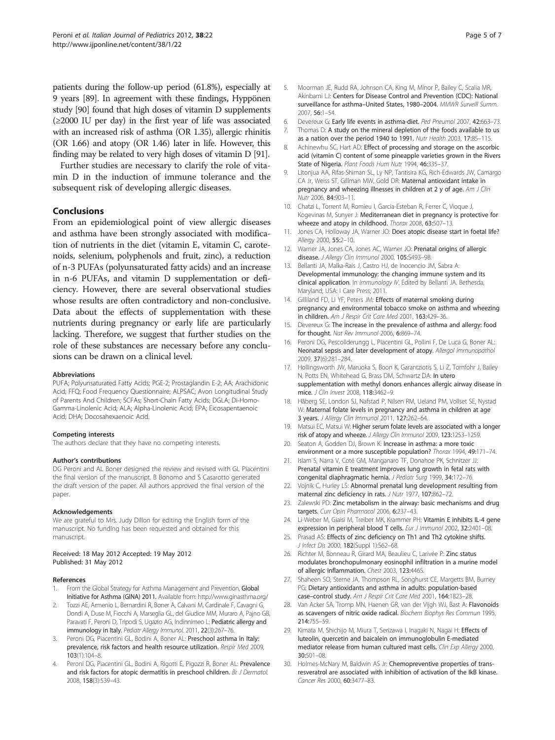patients during the follow-up period (61.8%), especially at 9 years [89]. In agreement with these findings, Hyppönen study [90] found that high doses of vitamin D supplements (≥2000 IU per day) in the first year of life was associated with an increased risk of asthma (OR 1.35), allergic rhinitis (OR 1.66) and atopy (OR 1.46) later in life. However, this finding may be related to very high doses of vitamin D [91].

Further studies are necessary to clarify the role of vitamin D in the induction of immune tolerance and the subsequent risk of developing allergic diseases.

## Conclusions

From an epidemiological point of view allergic diseases and asthma have been strongly associated with modification of nutrients in the diet (vitamin E, vitamin C, carotenoids, selenium, polyphenols and fruit, zinc), a reduction of n-3 PUFAs (polyunsaturated fatty acids) and an increase in n-6 PUFAs, and vitamin D supplementation or deficiency. However, there are several observational studies whose results are often contradictory and non-conclusive. Data about the effects of supplementation with these nutrients during pregnancy or early life are particularly lacking. Therefore, we suggest that further studies on the role of these substances are necessary before any conclusions can be drawn on a clinical level.

#### Abbreviations

PUFA; Polyunsaturated Fatty Acids; PGE-2; Prostaglandin E-2; AA; Arachidonic Acid; FFQ; Food Frequency Questionnaire; ALPSAC; Avon Longitudinal Study of Parents And Children; SCFAs; Short-Chain Fatty Acids; DGLA; Di-Homo-Gamma-Linolenic Acid; ALA; Alpha-Linolenic Acid; EPA; Eicosapentaenoic Acid; DHA; Docosahexaenoic Acid.

#### Competing interests

The authors declare that they have no competing interests.

#### Author's contributions

DG Peroni and AL Boner designed the review and revised with GL Piacentini the final version of the manuscript. B Bonomo and S Casarotto generated the draft version of the paper. All authors approved the final version of the paper.

#### Acknowledgements

We are grateful to Mrs. Judy Dillon for editing the English form of the manuscript. No funding has been requested and obtained for this manuscript.

Received: 18 May 2012 Accepted: 19 May 2012
Published: 31 May 2012

#### References

1. From the Global Strategy for Asthma Management and Prevention, **Global Initiative for Asthma (GINA) 2011.** Available from: http://www.ginasthma.org/
2. Tozzi AE, Armenio L, Bernardini R, Boner A, Calvani M, Cardinale F, Cavagni G, Dondi A, Duse M, Fiocchi A, Marseglia GL, del Giudice MM, Muraro A, Pajno GB, Paravati F, Peroni D, Tripodi S, Ugazio AG, Indinnimeo L: **Pediatric allergy and immunology in Italy.** *Pediatr Allergy Immunol.* 2011, **22**(3):267–76.
3. Peroni DG, Piacentini GL, Bodini A, Boner AL: **Preschool asthma in Italy: prevalence, risk factors and health resource utilization.** *Respir Med* 2009, **103**(1):104–8.
4. Peroni DG, Piacentini GL, Bodini A, Rigotti E, Pigozzi R, Boner AL: **Prevalence and risk factors for atopic dermatitis in preschool children.** *Br J Dermatol.* 2008, **158**(3):539–43.
5. Moorman JE, Rudd RA, Johnson CA, King M, Minor P, Bailey C, Scalia MR, Akinbami LJ: **Centers for Disease Control and Prevention (CDC): National surveillance for asthma–United States, 1980–2004.** *MMWR Surveill Summ.* 2007, **56**:1–54.
6. Devereux G: **Early life events in asthma-diet.** *Ped Pneumol* 2007, **42**:663–73.
7. Thomas D: **A study on the mineral depletion of the foods available to us as a nation over the period 1940 to 1991.** *Nutr Health* 2003, **17**:85–115.
8. Achinewhu SC, Hart AD: **Effect of processing and storage on the ascorbic acid (vitamin C) content of some pineapple varieties grown in the Rivers State of Nigeria.** *Plant Foods Hum Nutr* 1994, **46**:335–37.
9. Litonjua AA, Rifas-Shiman SL, Ly NP, Tantisira KG, Rich-Edwards JW, Camargo CA Jr, Weiss ST, Gillman MW, Gold DR: **Maternal antioxidant intake in pregnancy and wheezing illnesses in children at 2 y of age.** *Am J Clin Nutr* 2006, **84**:903–11.
10. Chatzi L, Torrent M, Romieu I, Garcia-Esteban R, Ferrer C, Vioque J, Kogevinas M, Sunyer J: **Mediterranean diet in pregnancy is protective for wheeze and atopy in childhood.** *Thorax* 2008, **63**:507–13.
11. Jones CA, Holloway JA, Warner JO: **Does atopic disease start in foetal life?** *Allergy* 2000, **55**:2–10.
12. Warner JA, Jones CA, Jones AC, Warner JO: **Prenatal origins of allergic disease.** *J Allergy Clin Immunol* 2000, **105**:S493–98.
13. Bellanti JA, Malka-Rais J, Castro HJ, de Inocencio JM, Sabra A: **Developmental immunology: the changing immune system and its clinical application.** In *Immunology IV*. Edited by Bellanti JA. Bethesda, Maryland, USA: I Care Press; 2011.
14. Gilliland FD, Li YF, Peters JM: **Effects of maternal smoking during pregnancy and environmental tobacco smoke on asthma and wheezing in children.** *Am J Respir Crit Care Med* 2001, **163**:429–36.
15. Devereux G: **The increase in the prevalence of asthma and allergy: food for thought.** *Nat Rev Immunol* 2006, **6**:869–74.
16. Peroni DG, Pescollderungg L, Piacentini GL, Pollini F, De Luca G, Boner AL: **Neonatal sepsis and later development of atopy.** *Allergol Immunopathol* 2009, **37**(6):281–284.
17. Hollingsworth JW, Maruoka S, Boon K, Garantziotis S, Li Z, Tomfohr J, Bailey N, Potts EN, Whitehead G, Brass DM, Schwartz DA: **In utero supplementation with methyl donors enhances allergic airway disease in mice.** *J Clin Invest* 2008, **118**:3462–9.
18. Håberg SE, London SJ, Nafstad P, Nilsen RM, Ueland PM, Vollset SE, Nystad W: **Maternal folate levels in pregnancy and asthma in children at age 3 years.** *J Allergy Clin Immunol* 2011, **127**:262–64.
19. Matsui EC, Matsui W: **Higher serum folate levels are associated with a longer risk of atopy and wheeze.** *J Allergy Clin Immunol* 2009, **123**:1253–1259.
20. Seaton A, Godden DJ, Brown K: **Increase in asthma: a more toxic environment or a more susceptible population?** *Thorax* 1994, **49**:171–74.
21. Islam S, Narra V, Coté GM, Manganaro TF, Donahoe PK, Schnitzer JJ: **Prenatal vitamin E treatment improves lung growth in fetal rats with congenital diaphragmatic hernia.** *J Pediatr Surg* 1999, **34**:172–76.
22. Vojnik C, Hurley LS: **Abnormal prenatal lung development resulting from maternal zinc deficiency in rats.** *J Nutr* 1977, **107**:862–72.
23. Zalewski PD: **Zinc metabolism in the airway: basic mechanisms and drug targets.** *Curr Opin Pharmacol* 2006, **6**:237–43.
24. Li-Weber M, Giaisi M, Treiber MK, Krammer PH: **Vitamin E inhibits IL-4 gene expression in peripheral blood T cells.** *Eur J Immunol* 2002, **32**:2401–08.
25. Prasad AS: **Effects of zinc deficiency on Th1 and Th2 cytokine shifts.** *J Infect Dis* 2000, **182**(Suppl 1):S62–68.
26. Richter M, Bonneau R, Girard MA, Beaulieu C, Larivée P: **Zinc status modulates bronchopulmonary eosinophil infiltration in a murine model of allergic inflammation.** *Chest* 2003, **123**:446S.
27. Shaheen SO, Sterne JA, Thompson RL, Songhurst CE, Margetts BM, Burney PG: **Dietary antioxidants and asthma in adults: population-based case–control study.** *Am J Respir Crit Care Med* 2001, **164**:1823–28.
28. Van Acker SA, Tromp MN, Haenen GR, van der Vijgh WJ, Bast A: **Flavonoids as scavengers of nitric oxide radical.** *Biochem Biophys Res Commun* 1995, **214**:755–59.
29. Kimata M, Shichijo M, Miura T, Serizawa I, Inagaki N, Nagai H: **Effects of luteolin, quercetin and baicalein on immunoglobulin E-mediated mediator release from human cultured mast cells.** *Clin Exp Allergy* 2000, **30**:501–08.
30. Holmes-McNary M, Baldwin AS Jr: **Chemopreventive properties of trans-resveratrol are associated with inhibition of activation of the IkB kinase.** *Cancer Res* 2000, **60**:3477–83.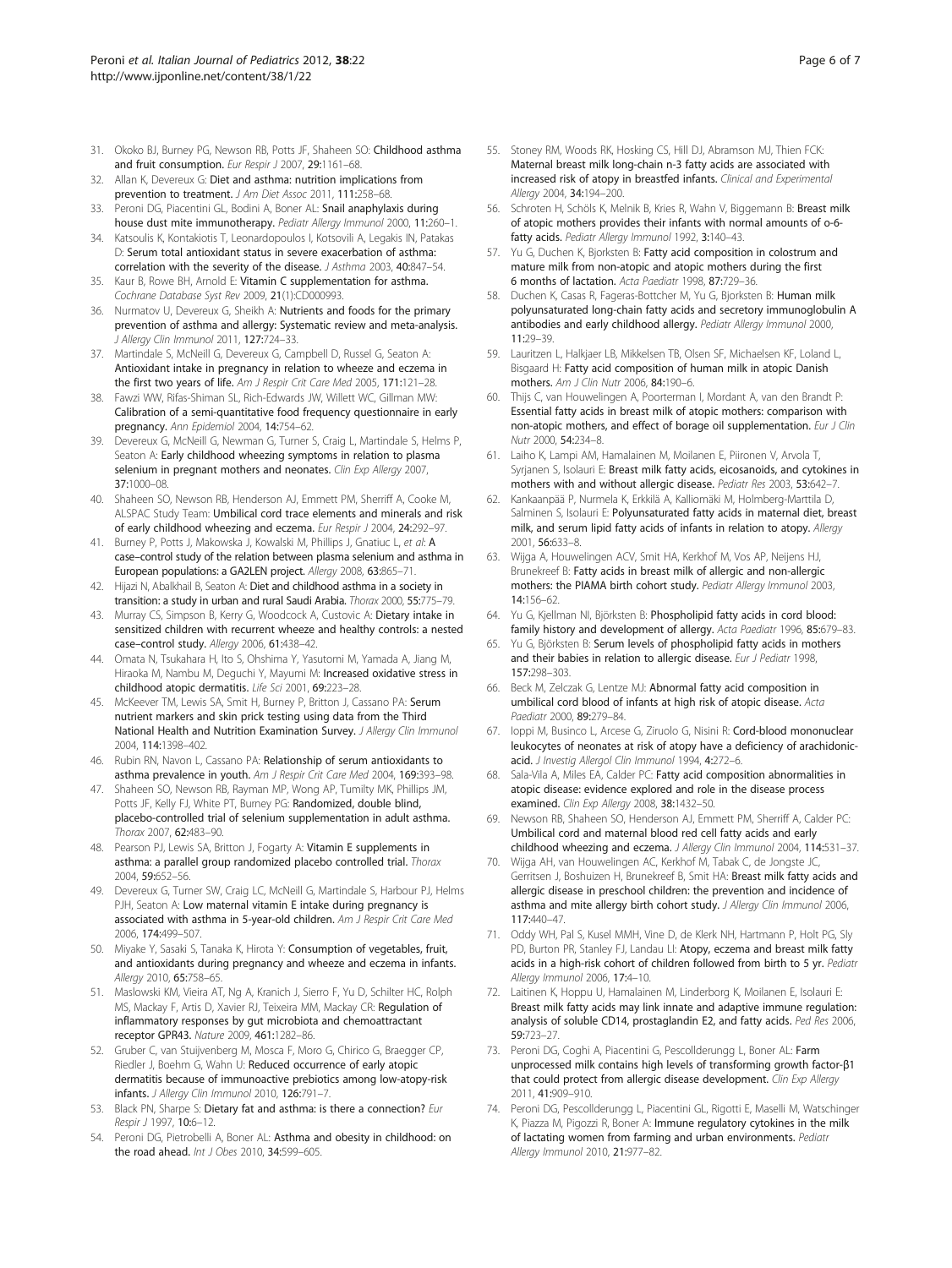31. Okoko BJ, Burney PG, Newson RB, Potts JF, Shaheen SO: **Childhood asthma and fruit consumption.** *Eur Respir J* 2007, **29:**1161–68.
32. Allan K, Devereux G: **Diet and asthma: nutrition implications from prevention to treatment.** *J Am Diet Assoc* 2011, **111:**258–68.
33. Peroni DG, Piacentini GL, Bodini A, Boner AL: **Snail anaphylaxis during house dust mite immunotherapy.** *Pediatr Allergy Immunol* 2000, **11:**260–1.
34. Katsoulis K, Kontakiotis T, Leonardopoulos I, Kotsovili A, Legakis IN, Patakas D: **Serum total antioxidant status in severe exacerbation of asthma: correlation with the severity of the disease.** *J Asthma* 2003, **40:**847–54.
35. Kaur B, Rowe BH, Arnold E: **Vitamin C supplementation for asthma.** *Cochrane Database Syst Rev* 2009, **21**(1):CD000993.
36. Nurmatov U, Devereux G, Sheikh A: **Nutrients and foods for the primary prevention of asthma and allergy: Systematic review and meta-analysis.** *J Allergy Clin Immunol* 2011, **127:**724–33.
37. Martindale S, McNeill G, Devereux G, Campbell D, Russel G, Seaton A: **Antioxidant intake in pregnancy in relation to wheeze and eczema in the first two years of life.** *Am J Respir Crit Care Med* 2005, **171:**121–28.
38. Fawzi WW, Rifas-Shiman SL, Rich-Edwards JW, Willett WC, Gillman MW: **Calibration of a semi-quantitative food frequency questionnaire in early pregnancy.** *Ann Epidemiol* 2004, **14:**754–62.
39. Devereux G, McNeill G, Newman G, Turner S, Craig L, Martindale S, Helms P, Seaton A: **Early childhood wheezing symptoms in relation to plasma selenium in pregnant mothers and neonates.** *Clin Exp Allergy* 2007, **37:**1000–08.
40. Shaheen SO, Newson RB, Henderson AJ, Emmett PM, Sherriff A, Cooke M, ALSPAC Study Team: **Umbilical cord trace elements and minerals and risk of early childhood wheezing and eczema.** *Eur Respir J* 2004, **24:**292–97.
41. Burney P, Potts J, Makowska J, Kowalski M, Phillips J, Gnatiuc L, *et al*: **A case–control study of the relation between plasma selenium and asthma in European populations: a GA2LEN project.** *Allergy* 2008, **63:**865–71.
42. Hijazi N, Abalkhail B, Seaton A: **Diet and childhood asthma in a society in transition: a study in urban and rural Saudi Arabia.** *Thorax* 2000, **55:**775–79.
43. Murray CS, Simpson B, Kerry G, Woodcock A, Custovic A: **Dietary intake in sensitized children with recurrent wheeze and healthy controls: a nested case–control study.** *Allergy* 2006, **61:**438–42.
44. Omata N, Tsukahara H, Ito S, Ohshima Y, Yasutomi M, Yamada A, Jiang M, Hiraoka M, Nambu M, Deguchi Y, Mayumi M: **Increased oxidative stress in childhood atopic dermatitis.** *Life Sci* 2001, **69:**223–28.
45. McKeever TM, Lewis SA, Smit H, Burney P, Britton J, Cassano PA: **Serum nutrient markers and skin prick testing using data from the Third National Health and Nutrition Examination Survey.** *J Allergy Clin Immunol* 2004, **114:**1398–402.
46. Rubin RN, Navon L, Cassano PA: **Relationship of serum antioxidants to asthma prevalence in youth.** *Am J Respir Crit Care Med* 2004, **169:**393–98.
47. Shaheen SO, Newson RB, Rayman MP, Wong AP, Tumilty MK, Phillips JM, Potts JF, Kelly FJ, White PT, Burney PG: **Randomized, double blind, placebo-controlled trial of selenium supplementation in adult asthma.** *Thorax* 2007, **62:**483–90.
48. Pearson PJ, Lewis SA, Britton J, Fogarty A: **Vitamin E supplements in asthma: a parallel group randomized placebo controlled trial.** *Thorax* 2004, **59:**652–56.
49. Devereux G, Turner SW, Craig LC, McNeill G, Martindale S, Harbour PJ, Helms PJH, Seaton A: **Low maternal vitamin E intake during pregnancy is associated with asthma in 5-year-old children.** *Am J Respir Crit Care Med* 2006, **174:**499–507.
50. Miyake Y, Sasaki S, Tanaka K, Hirota Y: **Consumption of vegetables, fruit, and antioxidants during pregnancy and wheeze and eczema in infants.** *Allergy* 2010, **65:**758–65.
51. Maslowski KM, Vieira AT, Ng A, Kranich J, Sierro F, Yu D, Schilter HC, Rolph MS, Mackay F, Artis D, Xavier RJ, Teixeira MM, Mackay CR: **Regulation of inflammatory responses by gut microbiota and chemoattractant receptor GPR43.** *Nature* 2009, **461:**1282–86.
52. Gruber C, van Stuijvenberg M, Mosca F, Moro G, Chirico G, Braegger CP, Riedler J, Boehm G, Wahn U: **Reduced occurrence of early atopic dermatitis because of immunoactive prebiotics among low-atopy-risk infants.** *J Allergy Clin Immunol* 2010, **126:**791–7.
53. Black PN, Sharpe S: **Dietary fat and asthma: is there a connection?** *Eur Respir J* 1997, **10:**6–12.
54. Peroni DG, Pietrobelli A, Boner AL: **Asthma and obesity in childhood: on the road ahead.** *Int J Obes* 2010, **34:**599–605.
55. Stoney RM, Woods RK, Hosking CS, Hill DJ, Abramson MJ, Thien FCK: **Maternal breast milk long-chain n-3 fatty acids are associated with increased risk of atopy in breastfed infants.** *Clinical and Experimental Allergy* 2004, **34:**194–200.
56. Schroten H, Schöls K, Melnik B, Kries R, Wahn V, Biggemann B: **Breast milk of atopic mothers provides their infants with normal amounts of o-6-fatty acids.** *Pediatr Allergy Immunol* 1992, **3:**140–43.
57. Yu G, Duchen K, Bjorksten B: **Fatty acid composition in colostrum and mature milk from non-atopic and atopic mothers during the first 6 months of lactation.** *Acta Paediatr* 1998, **87:**729–36.
58. Duchen K, Casas R, Fageras-Bottcher M, Yu G, Bjorksten B: **Human milk polyunsaturated long-chain fatty acids and secretory immunoglobulin A antibodies and early childhood allergy.** *Pediatr Allergy Immunol* 2000, **11:**29–39.
59. Lauritzen L, Halkjaer LB, Mikkelsen TB, Olsen SF, Michaelsen KF, Loland L, Bisgaard H: **Fatty acid composition of human milk in atopic Danish mothers.** *Am J Clin Nutr* 2006, **84:**190–6.
60. Thijs C, van Houwelingen A, Poorterman I, Mordant A, van den Brandt P: **Essential fatty acids in breast milk of atopic mothers: comparison with non-atopic mothers, and effect of borage oil supplementation.** *Eur J Clin Nutr* 2000, **54:**234–8.
61. Laiho K, Lampi AM, Hamalainen M, Moilanen E, Piironen V, Arvola T, Syrjanen S, Isolauri E: **Breast milk fatty acids, eicosanoids, and cytokines in mothers with and without allergic disease.** *Pediatr Res* 2003, **53:**642–7.
62. Kankaanpää P, Nurmela K, Erkkilä A, Kalliomäki M, Holmberg-Marttila D, Salminen S, Isolauri E: **Polyunsaturated fatty acids in maternal diet, breast milk, and serum lipid fatty acids of infants in relation to atopy.** *Allergy* 2001, **56:**633–8.
63. Wijga A, Houwelingen ACV, Smit HA, Kerkhof M, Vos AP, Neijens HJ, Brunekreef B: **Fatty acids in breast milk of allergic and non-allergic mothers: the PIAMA birth cohort study.** *Pediatr Allergy Immunol* 2003, **14:**156–62.
64. Yu G, Kjellman NI, Björksten B: **Phospholipid fatty acids in cord blood: family history and development of allergy.** *Acta Paediatr* 1996, **85:**679–83.
65. Yu G, Björksten B: **Serum levels of phospholipid fatty acids in mothers and their babies in relation to allergic disease.** *Eur J Pediatr* 1998, **157:**298–303.
66. Beck M, Zelczak G, Lentze MJ: **Abnormal fatty acid composition in umbilical cord blood of infants at high risk of atopic disease.** *Acta Paediatr* 2000, **89:**279–84.
67. Ioppi M, Businco L, Arcese G, Ziruolo G, Nisini R: **Cord-blood mononuclear leukocytes of neonates at risk of atopy have a deficiency of arachidonic-acid.** *J Investig Allergol Clin Immunol* 1994, **4:**272–6.
68. Sala-Vila A, Miles EA, Calder PC: **Fatty acid composition abnormalities in atopic disease: evidence explored and role in the disease process examined.** *Clin Exp Allergy* 2008, **38:**1432–50.
69. Newson RB, Shaheen SO, Henderson AJ, Emmett PM, Sherriff A, Calder PC: **Umbilical cord and maternal blood red cell fatty acids and early childhood wheezing and eczema.** *J Allergy Clin Immunol* 2004, **114:**531–37.
70. Wijga AH, van Houwelingen AC, Kerkhof M, Tabak C, de Jongste JC, Gerritsen J, Boshuizen H, Brunekreef B, Smit HA: **Breast milk fatty acids and allergic disease in preschool children: the prevention and incidence of asthma and mite allergy birth cohort study.** *J Allergy Clin Immunol* 2006, **117:**440–47.
71. Oddy WH, Pal S, Kusel MMH, Vine D, de Klerk NH, Hartmann P, Holt PG, Sly PD, Burton PR, Stanley FJ, Landau LI: **Atopy, eczema and breast milk fatty acids in a high-risk cohort of children followed from birth to 5 yr.** *Pediatr Allergy Immunol* 2006, **17:**4–10.
72. Laitinen K, Hoppu U, Hamalainen M, Linderborg K, Moilanen E, Isolauri E: **Breast milk fatty acids may link innate and adaptive immune regulation: analysis of soluble CD14, prostaglandin E2, and fatty acids.** *Ped Res* 2006, **59:**723–27.
73. Peroni DG, Coghi A, Piacentini G, Pescollderungg L, Boner AL: **Farm unprocessed milk contains high levels of transforming growth factor-β1 that could protect from allergic disease development.** *Clin Exp Allergy* 2011, **41:**909–910.
74. Peroni DG, Pescollderungg L, Piacentini GL, Rigotti E, Maselli M, Watschinger K, Piazza M, Pigozzi R, Boner A: **Immune regulatory cytokines in the milk of lactating women from farming and urban environments.** *Pediatr Allergy Immunol* 2010, **21:**977–82.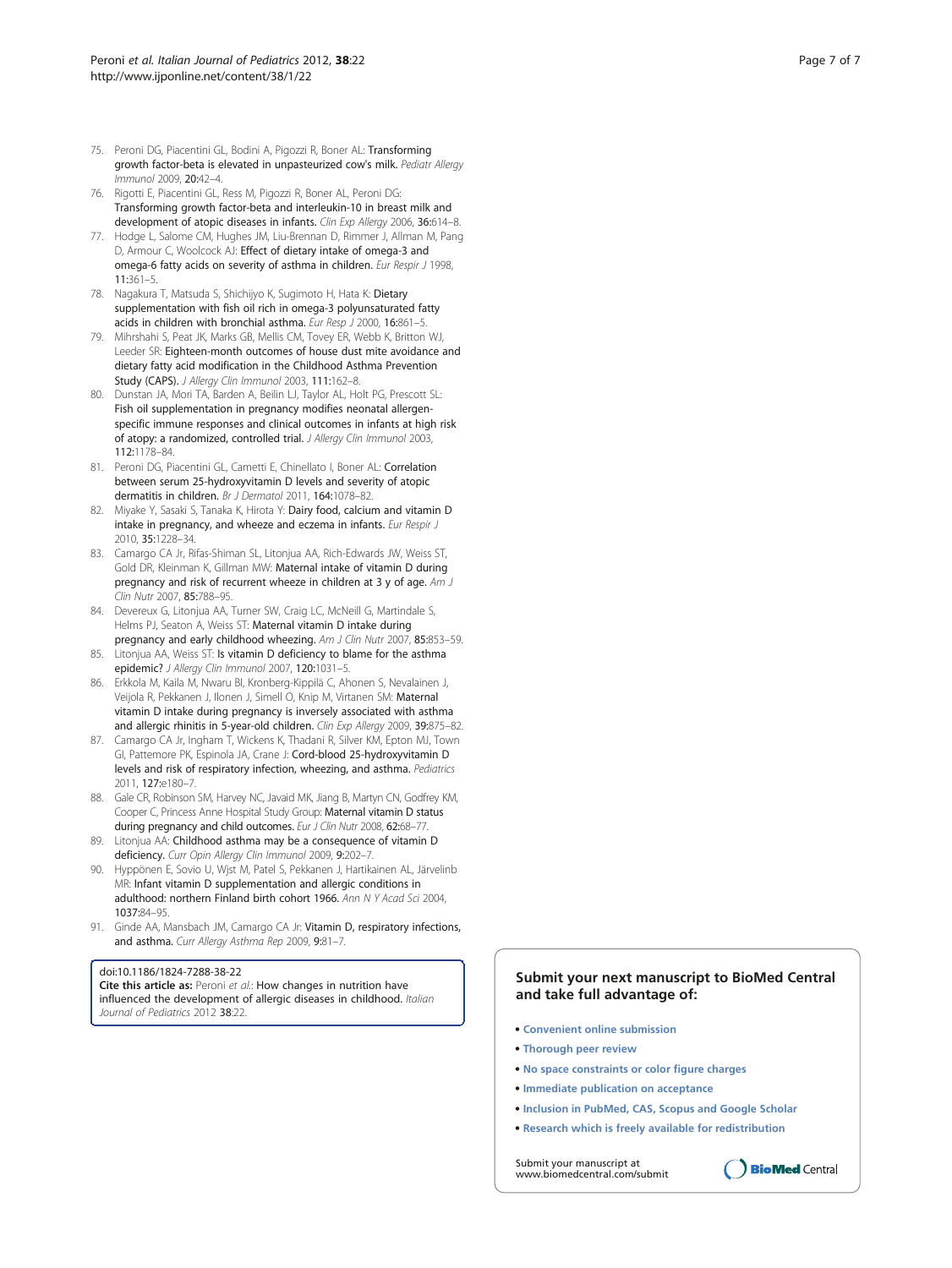75. Peroni DG, Piacentini GL, Bodini A, Pigozzi R, Boner AL: **Transforming growth factor-beta is elevated in unpasteurized cow's milk.** *Pediatr Allergy Immunol* 2009, **20:**42–4.
76. Rigotti E, Piacentini GL, Ress M, Pigozzi R, Boner AL, Peroni DG: **Transforming growth factor-beta and interleukin-10 in breast milk and development of atopic diseases in infants.** *Clin Exp Allergy* 2006, **36:**614–8.
77. Hodge L, Salome CM, Hughes JM, Liu-Brennan D, Rimmer J, Allman M, Pang D, Armour C, Woolcock AJ: **Effect of dietary intake of omega-3 and omega-6 fatty acids on severity of asthma in children.** *Eur Respir J* 1998, **11:**361–5.
78. Nagakura T, Matsuda S, Shichijyo K, Sugimoto H, Hata K: **Dietary supplementation with fish oil rich in omega-3 polyunsaturated fatty acids in children with bronchial asthma.** *Eur Resp J* 2000, **16:**861–5.
79. Mihrshahi S, Peat JK, Marks GB, Mellis CM, Tovey ER, Webb K, Britton WJ, Leeder SR: **Eighteen-month outcomes of house dust mite avoidance and dietary fatty acid modification in the Childhood Asthma Prevention Study (CAPS).** *J Allergy Clin Immunol* 2003, **111:**162–8.
80. Dunstan JA, Mori TA, Barden A, Beilin LJ, Taylor AL, Holt PG, Prescott SL: **Fish oil supplementation in pregnancy modifies neonatal allergen-specific immune responses and clinical outcomes in infants at high risk of atopy: a randomized, controlled trial.** *J Allergy Clin Immunol* 2003, **112:**1178–84.
81. Peroni DG, Piacentini GL, Cametti E, Chinellato I, Boner AL: **Correlation between serum 25-hydroxyvitamin D levels and severity of atopic dermatitis in children.** *Br J Dermatol* 2011, **164:**1078–82.
82. Miyake Y, Sasaki S, Tanaka K, Hirota Y: **Dairy food, calcium and vitamin D intake in pregnancy, and wheeze and eczema in infants.** *Eur Respir J* 2010, **35:**1228–34.
83. Camargo CA Jr, Rifas-Shiman SL, Litonjua AA, Rich-Edwards JW, Weiss ST, Gold DR, Kleinman K, Gillman MW: **Maternal intake of vitamin D during pregnancy and risk of recurrent wheeze in children at 3 y of age.** *Am J Clin Nutr* 2007, **85:**788–95.
84. Devereux G, Litonjua AA, Turner SW, Craig LC, McNeill G, Martindale S, Helms PJ, Seaton A, Weiss ST: **Maternal vitamin D intake during pregnancy and early childhood wheezing.** *Am J Clin Nutr* 2007, **85:**853–59.
85. Litonjua AA, Weiss ST: **Is vitamin D deficiency to blame for the asthma epidemic?** *J Allergy Clin Immunol* 2007, **120:**1031–5.
86. Erkkola M, Kaila M, Nwaru BI, Kronberg-Kippilä C, Ahonen S, Nevalainen J, Veijola R, Pekkanen J, Ilonen J, Simell O, Knip M, Virtanen SM: **Maternal vitamin D intake during pregnancy is inversely associated with asthma and allergic rhinitis in 5-year-old children.** *Clin Exp Allergy* 2009, **39:**875–82.
87. Camargo CA Jr, Ingham T, Wickens K, Thadani R, Silver KM, Epton MJ, Town GI, Pattemore PK, Espinola JA, Crane J: **Cord-blood 25-hydroxyvitamin D levels and risk of respiratory infection, wheezing, and asthma.** *Pediatrics* 2011, **127:**e180–7.
88. Gale CR, Robinson SM, Harvey NC, Javaid MK, Jiang B, Martyn CN, Godfrey KM, Cooper C, Princess Anne Hospital Study Group: **Maternal vitamin D status during pregnancy and child outcomes.** *Eur J Clin Nutr* 2008, **62:**68–77.
89. Litonjua AA: **Childhood asthma may be a consequence of vitamin D deficiency.** *Curr Opin Allergy Clin Immunol* 2009, **9:**202–7.
90. Hyppönen E, Sovio U, Wjst M, Patel S, Pekkanen J, Hartikainen AL, Järvelinb MR: **Infant vitamin D supplementation and allergic conditions in adulthood: northern Finland birth cohort 1966.** *Ann N Y Acad Sci* 2004, **1037:**84–95.
91. Ginde AA, Mansbach JM, Camargo CA Jr: **Vitamin D, respiratory infections, and asthma.** *Curr Allergy Asthma Rep* 2009, **9:**81–7.

doi:10.1186/1824-7288-38-22
**Cite this article as:** Peroni *et al.*: How changes in nutrition have influenced the development of allergic diseases in childhood. *Italian Journal of Pediatrics* 2012 **38**:22.

**Submit your next manuscript to BioMed Central and take full advantage of:**

- **Convenient online submission**
- **Thorough peer review**
- **No space constraints or color figure charges**
- **Immediate publication on acceptance**
- **Inclusion in PubMed, CAS, Scopus and Google Scholar**
- **Research which is freely available for redistribution**

Submit your manuscript at
www.biomedcentral.com/submit

BioMed Central